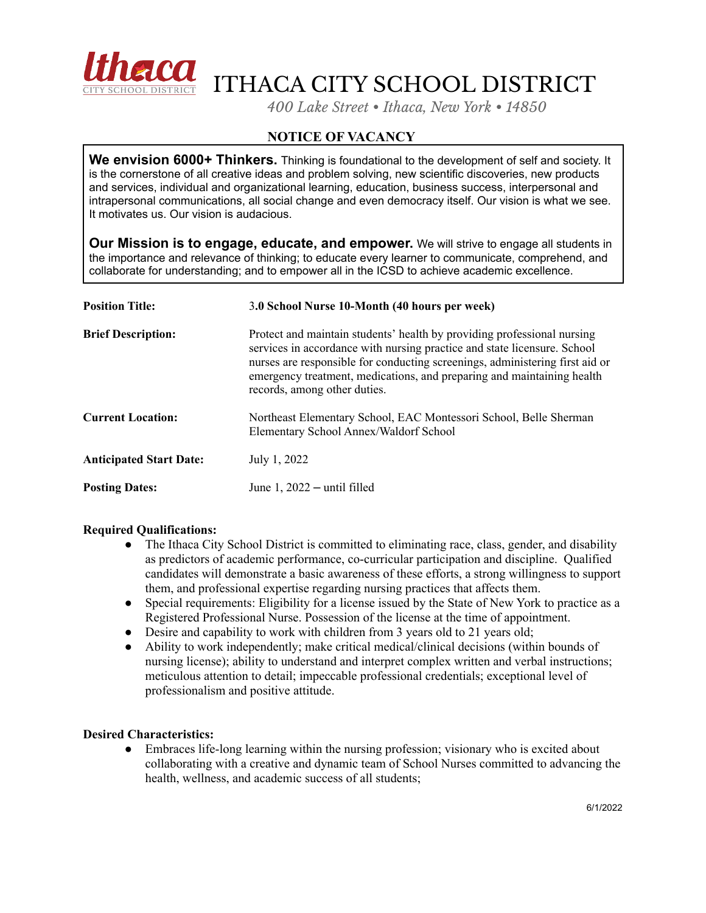# ITHACA CITY SCHOOL DISTRICT

*400 Lake Street • Ithaca, New York • 14850*

## NOTICE OF VACANCY

**We envision 6000+ Thinkers.** Thinking is foundational to the development of self and society. It is the cornerstone of all creative ideas and problem solving, new scientific discoveries, new products and services, individual and organizational learning, education, business success, interpersonal and intrapersonal communications, all social change and even democracy itself. Our vision is what we see. It motivates us. Our vision is audacious.

**Our Mission is to engage, educate, and empower.** We will strive to engage all students in the importance and relevance of thinking; to educate every learner to communicate, comprehend, and collaborate for understanding; and to empower all in the ICSD to achieve academic excellence.

| | |
|---|---|
| **Position Title:** | 3**.0 School Nurse 10-Month (40 hours per week)** |
| **Brief Description:** | Protect and maintain students' health by providing professional nursing services in accordance with nursing practice and state licensure. School nurses are responsible for conducting screenings, administering first aid or emergency treatment, medications, and preparing and maintaining health records, among other duties. |
| **Current Location:** | Northeast Elementary School, EAC Montessori School, Belle Sherman Elementary School Annex/Waldorf School |
| **Anticipated Start Date:** | July 1, 2022 |
| **Posting Dates:** | June 1, 2022 – until filled |

**Required Qualifications:**

- The Ithaca City School District is committed to eliminating race, class, gender, and disability as predictors of academic performance, co-curricular participation and discipline. Qualified candidates will demonstrate a basic awareness of these efforts, a strong willingness to support them, and professional expertise regarding nursing practices that affects them.
- Special requirements: Eligibility for a license issued by the State of New York to practice as a Registered Professional Nurse. Possession of the license at the time of appointment.
- Desire and capability to work with children from 3 years old to 21 years old;
- Ability to work independently; make critical medical/clinical decisions (within bounds of nursing license); ability to understand and interpret complex written and verbal instructions; meticulous attention to detail; impeccable professional credentials; exceptional level of professionalism and positive attitude.

**Desired Characteristics:**

- Embraces life-long learning within the nursing profession; visionary who is excited about collaborating with a creative and dynamic team of School Nurses committed to advancing the health, wellness, and academic success of all students;

6/1/2022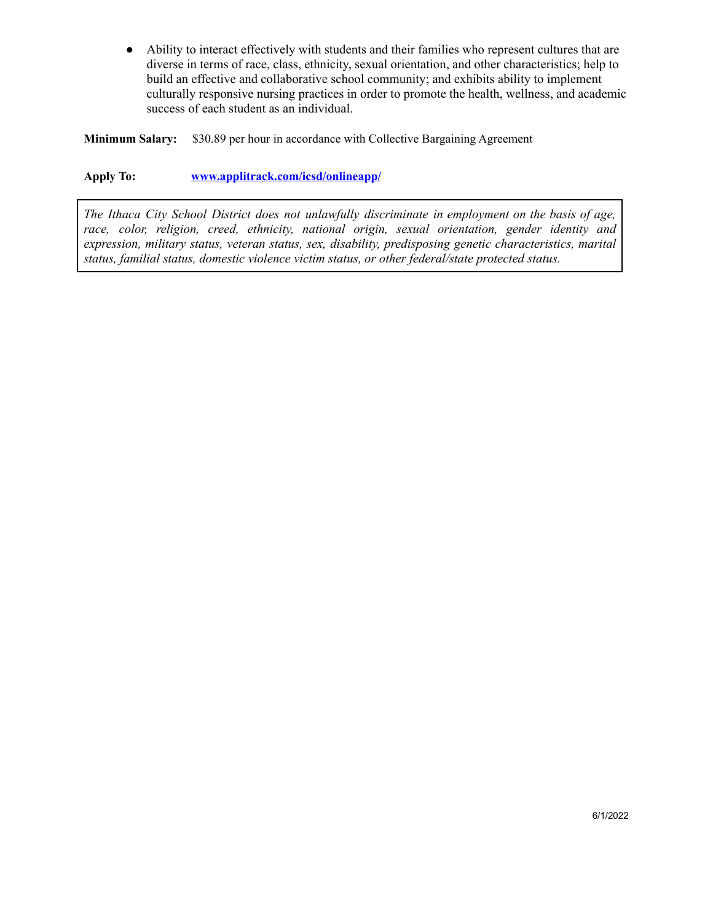- Ability to interact effectively with students and their families who represent cultures that are diverse in terms of race, class, ethnicity, sexual orientation, and other characteristics; help to build an effective and collaborative school community; and exhibits ability to implement culturally responsive nursing practices in order to promote the health, wellness, and academic success of each student as an individual.

**Minimum Salary:** $30.89 per hour in accordance with Collective Bargaining Agreement

**Apply To:** **www.applitrack.com/icsd/onlineapp/**

*The Ithaca City School District does not unlawfully discriminate in employment on the basis of age, race, color, religion, creed, ethnicity, national origin, sexual orientation, gender identity and expression, military status, veteran status, sex, disability, predisposing genetic characteristics, marital status, familial status, domestic violence victim status, or other federal/state protected status.*

6/1/2022